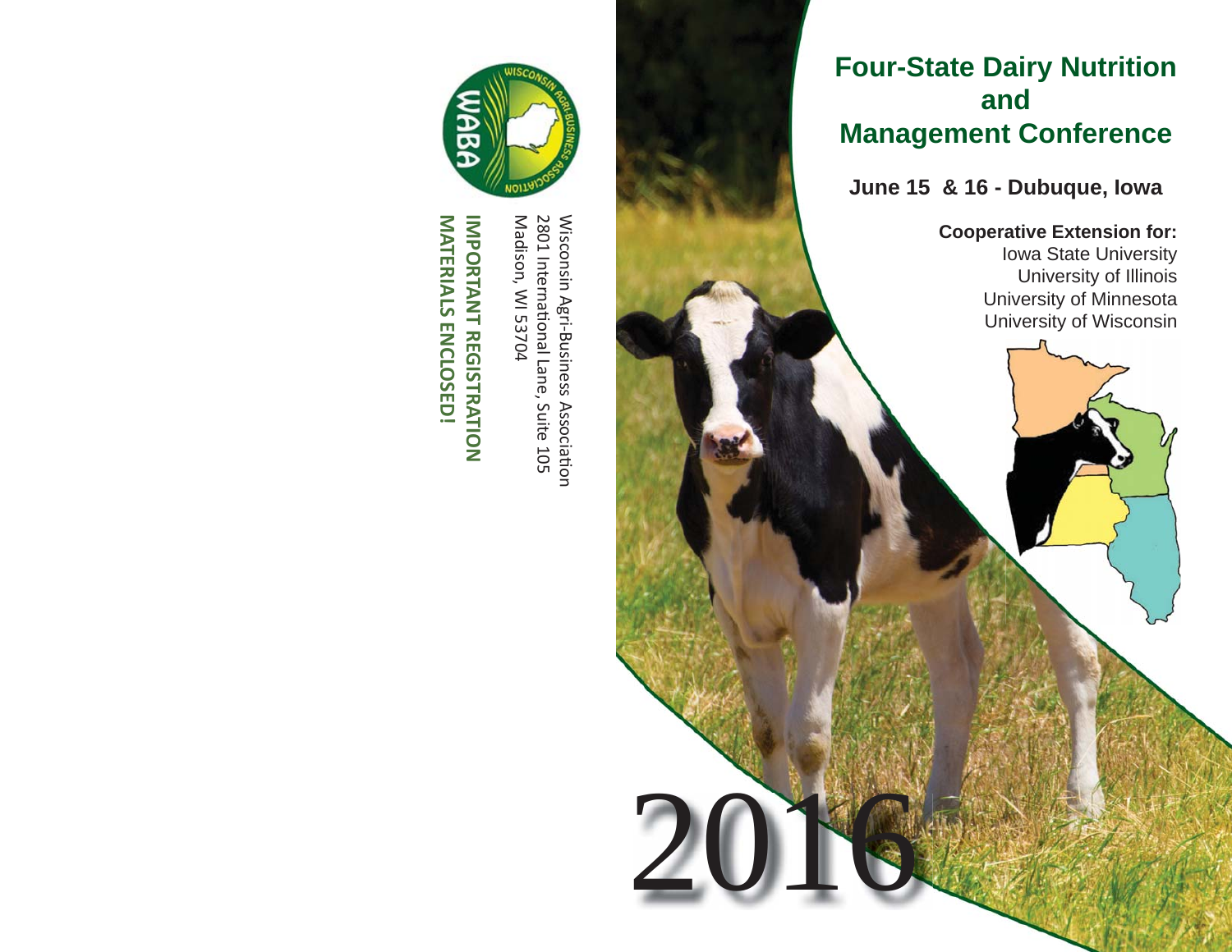# Four-State Dairy Nutrition and Management Conference

**June 15 & 16 - Dubuque, Iowa**

**Cooperative Extension for:**

Iowa State University
University of Illinois
University of Minnesota
University of Wisconsin

2016

WABA
Wisconsin Agri-Business Association

Wisconsin Agri-Business Association
2801 International Lane, Suite 105
Madison, WI 53704

**IMPORTANT REGISTRATION MATERIALS ENCLOSED!**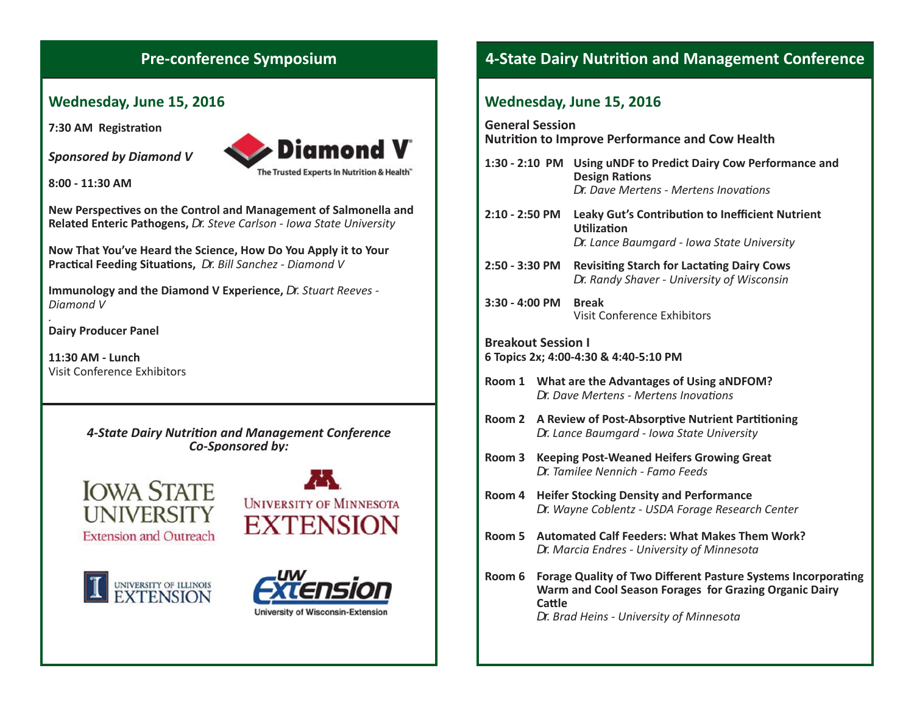## Pre-conference Symposium

### Wednesday, June 15, 2016

**7:30 AM Registration**

*Sponsored by Diamond V*

Diamond V — The Trusted Experts In Nutrition & Health™

**8:00 - 11:30 AM**

**New Perspectives on the Control and Management of Salmonella and Related Enteric Pathogens,** *Dr. Steve Carlson - Iowa State University*

**Now That You've Heard the Science, How Do You Apply it to Your Practical Feeding Situations,** *Dr. Bill Sanchez - Diamond V*

**Immunology and the Diamond V Experience,** *Dr. Stuart Reeves - Diamond V*

**Dairy Producer Panel**

**11:30 AM - Lunch**
Visit Conference Exhibitors

***4-State Dairy Nutrition and Management Conference Co-Sponsored by:***

Iowa State University Extension and Outreach

University of Minnesota Extension

University of Illinois Extension

UW Extension — University of Wisconsin-Extension

## 4-State Dairy Nutrition and Management Conference

### Wednesday, June 15, 2016

**General Session**
**Nutrition to Improve Performance and Cow Health**

**1:30 - 2:10 PM** **Using uNDF to Predict Dairy Cow Performance and Design Rations**
*Dr. Dave Mertens - Mertens Inovations*

**2:10 - 2:50 PM** **Leaky Gut's Contribution to Inefficient Nutrient Utilization**
*Dr. Lance Baumgard - Iowa State University*

**2:50 - 3:30 PM** **Revisiting Starch for Lactating Dairy Cows**
*Dr. Randy Shaver - University of Wisconsin*

**3:30 - 4:00 PM** **Break**
Visit Conference Exhibitors

**Breakout Session I**
**6 Topics 2x; 4:00-4:30 & 4:40-5:10 PM**

**Room 1** **What are the Advantages of Using aNDFOM?**
*Dr. Dave Mertens - Mertens Inovations*

**Room 2** **A Review of Post-Absorptive Nutrient Partitioning**
*Dr. Lance Baumgard - Iowa State University*

**Room 3** **Keeping Post-Weaned Heifers Growing Great**
*Dr. Tamilee Nennich - Famo Feeds*

**Room 4** **Heifer Stocking Density and Performance**
*Dr. Wayne Coblentz - USDA Forage Research Center*

**Room 5** **Automated Calf Feeders: What Makes Them Work?**
*Dr. Marcia Endres - University of Minnesota*

**Room 6** **Forage Quality of Two Different Pasture Systems Incorporating Warm and Cool Season Forages for Grazing Organic Dairy Cattle**
*Dr. Brad Heins - University of Minnesota*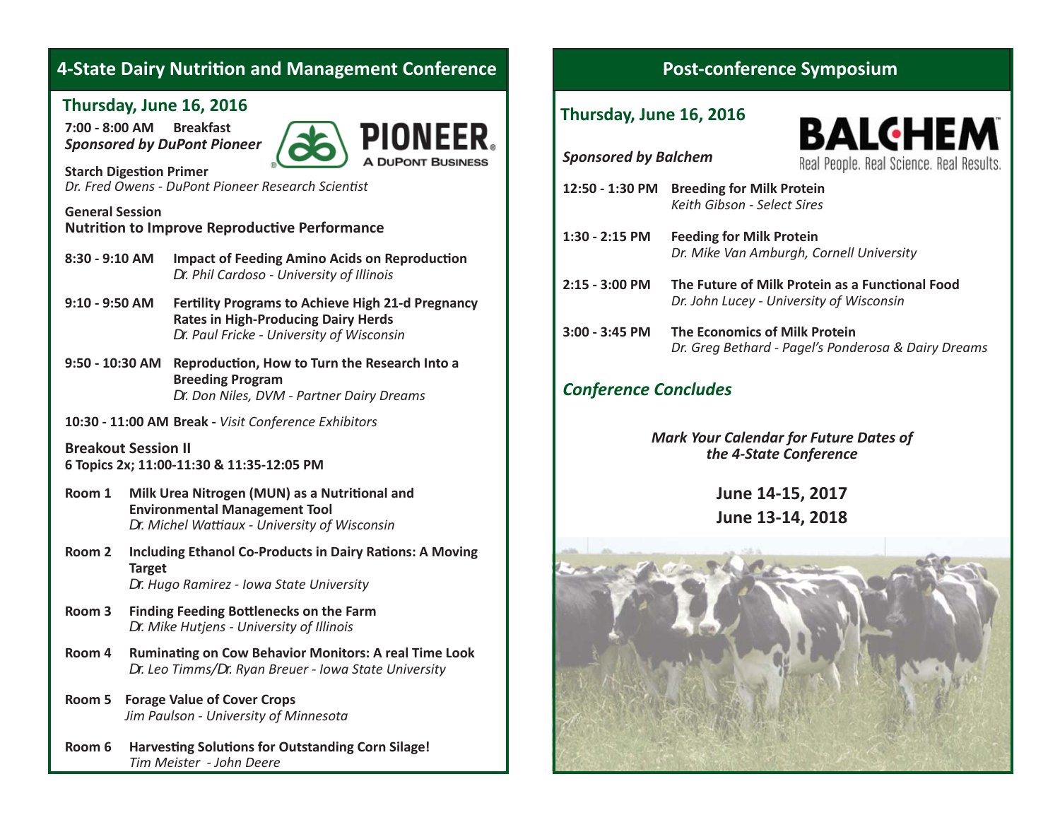## 4-State Dairy Nutrition and Management Conference

### Thursday, June 16, 2016

**7:00 - 8:00 AM Breakfast**
***Sponsored by DuPont Pioneer***

**Starch Digestion Primer**
*Dr. Fred Owens - DuPont Pioneer Research Scientist*

**General Session**
**Nutrition to Improve Reproductive Performance**

**8:30 - 9:10 AM** **Impact of Feeding Amino Acids on Reproduction**
*Dr. Phil Cardoso - University of Illinois*

**9:10 - 9:50 AM** **Fertility Programs to Achieve High 21-d Pregnancy Rates in High-Producing Dairy Herds**
*Dr. Paul Fricke - University of Wisconsin*

**9:50 - 10:30 AM** **Reproduction, How to Turn the Research Into a Breeding Program**
*Dr. Don Niles, DVM - Partner Dairy Dreams*

**10:30 - 11:00 AM Break -** *Visit Conference Exhibitors*

**Breakout Session II**
**6 Topics 2x; 11:00-11:30 & 11:35-12:05 PM**

**Room 1** **Milk Urea Nitrogen (MUN) as a Nutritional and Environmental Management Tool**
*Dr. Michel Wattiaux - University of Wisconsin*

**Room 2** **Including Ethanol Co-Products in Dairy Rations: A Moving Target**
*Dr. Hugo Ramirez - Iowa State University*

**Room 3** **Finding Feeding Bottlenecks on the Farm**
*Dr. Mike Hutjens - University of Illinois*

**Room 4** **Ruminating on Cow Behavior Monitors: A real Time Look**
*Dr. Leo Timms/Dr. Ryan Breuer - Iowa State University*

**Room 5** **Forage Value of Cover Crops**
*Jim Paulson - University of Minnesota*

**Room 6** **Harvesting Solutions for Outstanding Corn Silage!**
*Tim Meister - John Deere*

## Post-conference Symposium

### Thursday, June 16, 2016

***Sponsored by Balchem***

**12:50 - 1:30 PM** **Breeding for Milk Protein**
*Keith Gibson - Select Sires*

**1:30 - 2:15 PM** **Feeding for Milk Protein**
*Dr. Mike Van Amburgh, Cornell University*

**2:15 - 3:00 PM** **The Future of Milk Protein as a Functional Food**
*Dr. John Lucey - University of Wisconsin*

**3:00 - 3:45 PM** **The Economics of Milk Protein**
*Dr. Greg Bethard - Pagel's Ponderosa & Dairy Dreams*

### *Conference Concludes*

***Mark Your Calendar for Future Dates of the 4-State Conference***

**June 14-15, 2017**
**June 13-14, 2018**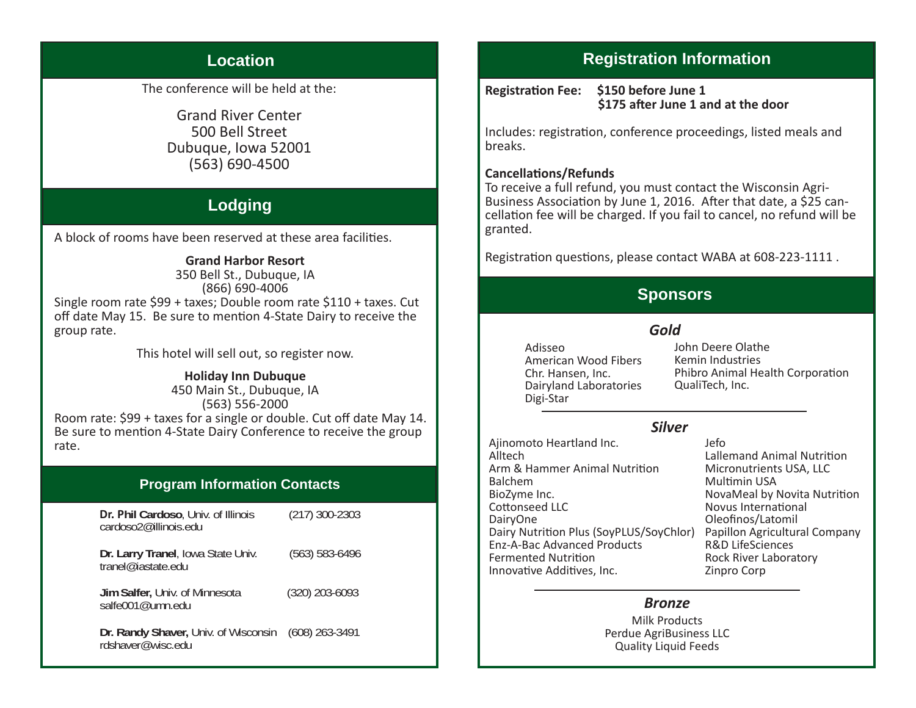## Location

The conference will be held at the:

Grand River Center
500 Bell Street
Dubuque, Iowa 52001
(563) 690-4500

## Lodging

A block of rooms have been reserved at these area facilities.

**Grand Harbor Resort**
350 Bell St., Dubuque, IA
(866) 690-4006

Single room rate $99 + taxes; Double room rate $110 + taxes. Cut off date May 15. Be sure to mention 4-State Dairy to receive the group rate.

This hotel will sell out, so register now.

**Holiday Inn Dubuque**
450 Main St., Dubuque, IA
(563) 556-2000

Room rate: $99 + taxes for a single or double. Cut off date May 14. Be sure to mention 4-State Dairy Conference to receive the group rate.

## Program Information Contacts

**Dr. Phil Cardoso**, Univ. of Illinois (217) 300-2303
cardoso2@illinois.edu

**Dr. Larry Tranel**, Iowa State Univ. (563) 583-6496
tranel@iastate.edu

**Jim Salfer,** Univ. of Minnesota (320) 203-6093
salfe001@umn.edu

**Dr. Randy Shaver,** Univ. of Wisconsin (608) 263-3491
rdshaver@wisc.edu

## Registration Information

**Registration Fee: $150 before June 1**
**$175 after June 1 and at the door**

Includes: registration, conference proceedings, listed meals and breaks.

**Cancellations/Refunds**
To receive a full refund, you must contact the Wisconsin Agri-Business Association by June 1, 2016. After that date, a $25 cancellation fee will be charged. If you fail to cancel, no refund will be granted.

Registration questions, please contact WABA at 608-223-1111 .

## Sponsors

### *Gold*

Adisseo
American Wood Fibers
Chr. Hansen, Inc.
Dairyland Laboratories
Digi-Star
John Deere Olathe
Kemin Industries
Phibro Animal Health Corporation
QualiTech, Inc.

### *Silver*

Ajinomoto Heartland Inc.
Alltech
Arm & Hammer Animal Nutrition
Balchem
BioZyme Inc.
Cottonseed LLC
DairyOne
Dairy Nutrition Plus (SoyPLUS/SoyChlor)
Enz-A-Bac Advanced Products
Fermented Nutrition
Innovative Additives, Inc.
Jefo
Lallemand Animal Nutrition
Micronutrients USA, LLC
Multimin USA
NovaMeal by Novita Nutrition
Novus International
Oleofinos/Latomil
Papillon Agricultural Company
R&D LifeSciences
Rock River Laboratory
Zinpro Corp

### *Bronze*

Milk Products
Perdue AgriBusiness LLC
Quality Liquid Feeds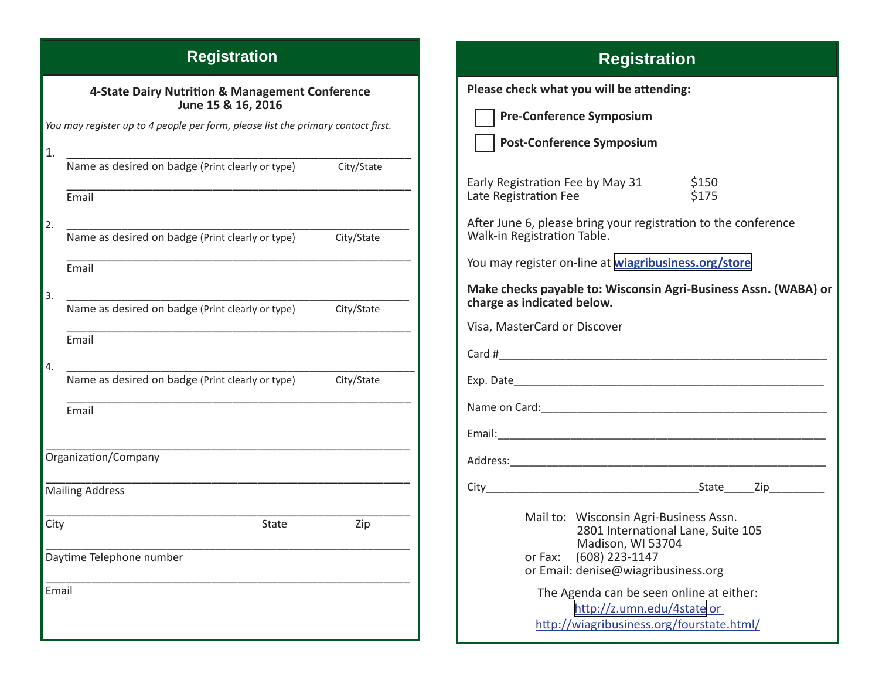## Registration

**4-State Dairy Nutrition & Management Conference**
**June 15 & 16, 2016**

*You may register up to 4 people per form, please list the primary contact first.*

1. ____________________________________________________________
   Name as desired on badge (Print clearly or type) City/State

   ____________________________________________________________
   Email

2. ____________________________________________________________
   Name as desired on badge (Print clearly or type) City/State

   ____________________________________________________________
   Email

3. ____________________________________________________________
   Name as desired on badge (Print clearly or type) City/State

   ____________________________________________________________
   Email

4. ____________________________________________________________
   Name as desired on badge (Print clearly or type) City/State

   ____________________________________________________________
   Email

____________________________________________________________
Organization/Company

____________________________________________________________
Mailing Address

____________________________________________________________
City State Zip

____________________________________________________________
Daytime Telephone number

____________________________________________________________
Email

## Registration

**Please check what you will be attending:**

☐ **Pre-Conference Symposium**

☐ **Post-Conference Symposium**

Early Registration Fee by May 31 $150
Late Registration Fee $175

After June 6, please bring your registration to the conference Walk-in Registration Table.

You may register on-line at **wiagribusiness.org/store**

**Make checks payable to: Wisconsin Agri-Business Assn. (WABA) or charge as indicated below.**

Visa, MasterCard or Discover

Card #____________________________________________________

Exp. Date__________________________________________________

Name on Card:______________________________________________

Email:_____________________________________________________

Address:___________________________________________________

City_________________________________State_____Zip_________

Mail to: Wisconsin Agri-Business Assn.
2801 International Lane, Suite 105
Madison, WI 53704
or Fax: (608) 223-1147
or Email: denise@wiagribusiness.org

The Agenda can be seen online at either:
http://z.umn.edu/4state or
http://wiagribusiness.org/fourstate.html/